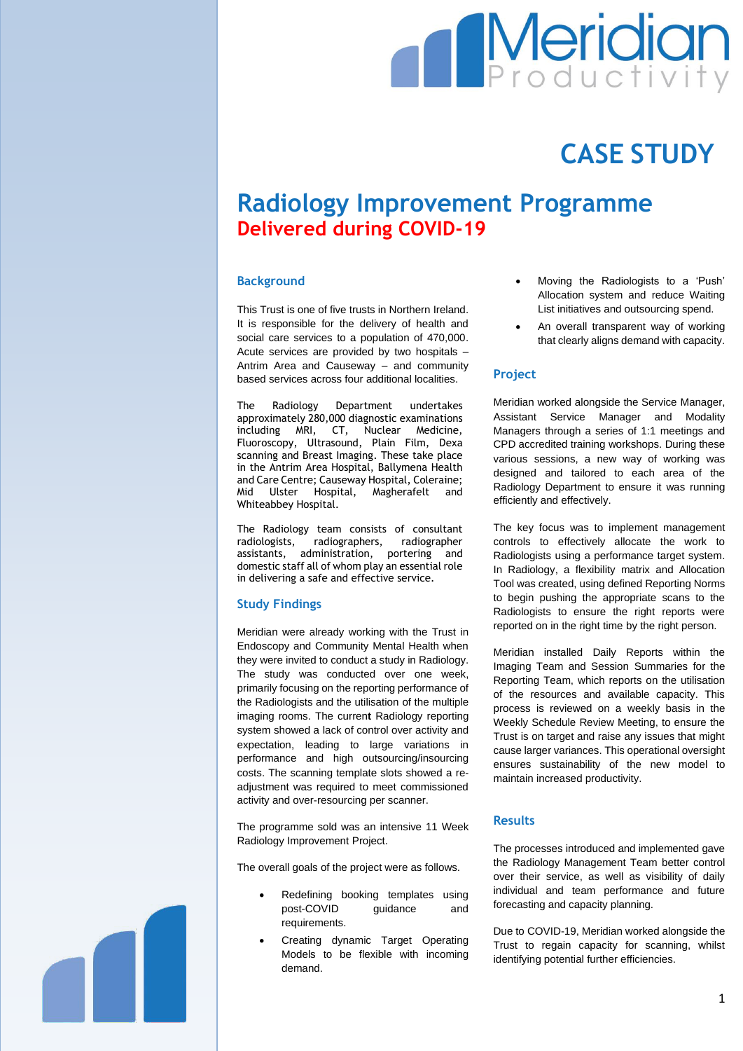# CASE STUDY

## Radiology Improvement Programme
**Delivered during COVID-19**

### Background

This Trust is one of five trusts in Northern Ireland. It is responsible for the delivery of health and social care services to a population of 470,000. Acute services are provided by two hospitals – Antrim Area and Causeway – and community based services across four additional localities.

The Radiology Department undertakes approximately 280,000 diagnostic examinations including MRI, CT, Nuclear Medicine, Fluoroscopy, Ultrasound, Plain Film, Dexa scanning and Breast Imaging. These take place in the Antrim Area Hospital, Ballymena Health and Care Centre; Causeway Hospital, Coleraine; Mid Ulster Hospital, Magherafelt and Whiteabbey Hospital.

The Radiology team consists of consultant radiologists, radiographers, radiographer assistants, administration, portering and domestic staff all of whom play an essential role in delivering a safe and effective service.

### Study Findings

Meridian were already working with the Trust in Endoscopy and Community Mental Health when they were invited to conduct a study in Radiology. The study was conducted over one week, primarily focusing on the reporting performance of the Radiologists and the utilisation of the multiple imaging rooms. The current Radiology reporting system showed a lack of control over activity and expectation, leading to large variations in performance and high outsourcing/insourcing costs. The scanning template slots showed a re-adjustment was required to meet commissioned activity and over-resourcing per scanner.

The programme sold was an intensive 11 Week Radiology Improvement Project.

The overall goals of the project were as follows.

- Redefining booking templates using post-COVID guidance and requirements.
- Creating dynamic Target Operating Models to be flexible with incoming demand.
- Moving the Radiologists to a 'Push' Allocation system and reduce Waiting List initiatives and outsourcing spend.
- An overall transparent way of working that clearly aligns demand with capacity.

### Project

Meridian worked alongside the Service Manager, Assistant Service Manager and Modality Managers through a series of 1:1 meetings and CPD accredited training workshops. During these various sessions, a new way of working was designed and tailored to each area of the Radiology Department to ensure it was running efficiently and effectively.

The key focus was to implement management controls to effectively allocate the work to Radiologists using a performance target system. In Radiology, a flexibility matrix and Allocation Tool was created, using defined Reporting Norms to begin pushing the appropriate scans to the Radiologists to ensure the right reports were reported on in the right time by the right person.

Meridian installed Daily Reports within the Imaging Team and Session Summaries for the Reporting Team, which reports on the utilisation of the resources and available capacity. This process is reviewed on a weekly basis in the Weekly Schedule Review Meeting, to ensure the Trust is on target and raise any issues that might cause larger variances. This operational oversight ensures sustainability of the new model to maintain increased productivity.

### Results

The processes introduced and implemented gave the Radiology Management Team better control over their service, as well as visibility of daily individual and team performance and future forecasting and capacity planning.

Due to COVID-19, Meridian worked alongside the Trust to regain capacity for scanning, whilst identifying potential further efficiencies.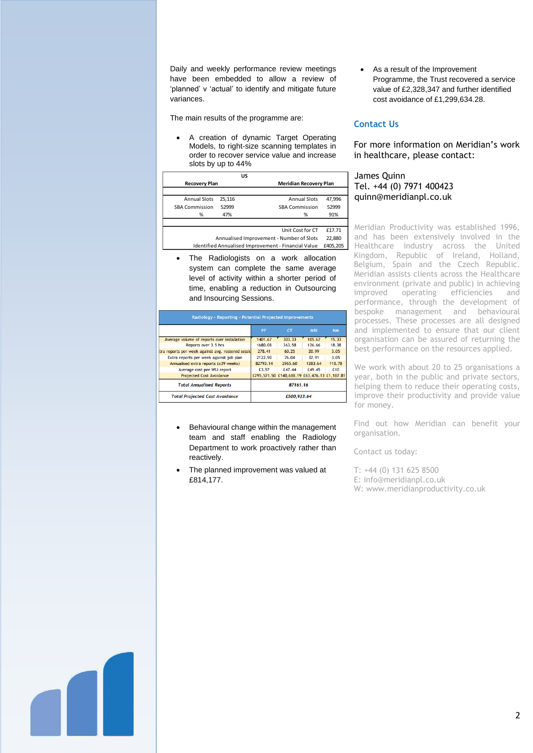Daily and weekly performance review meetings have been embedded to allow a review of 'planned' v 'actual' to identify and mitigate future variances.

The main results of the programme are:

- A creation of dynamic Target Operating Models, to right-size scanning templates in order to recover service value and increase slots by up to 44%

| US Recovery Plan | | Meridian Recovery Plan | |
|---|---|---|---|
| Annual Slots | 25,116 | Annual Slots | 47,996 |
| SBA Commission | 52999 | SBA Commission | 52999 |
| % | 47% | % | 91% |
| | | Unit Cost for CT | £17.71 |
| | | Annualised Improvement - Number of Slots | 22,880 |
| | | Identified Annualised Improvement - Financial Value | £405,205 |

- The Radiologists on a work allocation system can complete the same average level of activity within a shorter period of time, enabling a reduction in Outsourcing and Insourcing Sessions.

**Radiology - Reporting - Potential Projected Improvements**

| | PF | CT | MRI | NM |
|---|---|---|---|---|
| Average volume of reports over installation | 1401.67 | 303.33 | 105.67 | 15.33 |
| Reports over 3.5 hrs | 1680.08 | 363.58 | 126.66 | 18.38 |
| tra reports per week against avg. rostered sessio | 278.41 | 60.25 | 20.99 | 3.05 |
| Extra reports per week against job plan | 2122.90 | 76.04 | 32.91 | 3.05 |
| Annualised extra reports (x39 weeks) | 82793.14 | 2965.60 | 1283.64 | 118.78 |
| Average cost per WLI report | £3.57 | £47.44 | £49.45 | £10 |
| Projected Cost Avoidance | £295,571.50 | £140,688.19 | £63,476.13 | £1,187.81 |
| ***Total Annualised Reports*** | ***87161.16*** | | | |
| ***Total Projected Cost Avoidance*** | ***£500,923.64*** | | | |

- Behavioural change within the management team and staff enabling the Radiology Department to work proactively rather than reactively.
- The planned improvement was valued at £814,177.
- As a result of the Improvement Programme, the Trust recovered a service value of £2,328,347 and further identified cost avoidance of £1,299,634.28.

## Contact Us

For more information on Meridian's work in healthcare, please contact:

James Quinn
Tel. +44 (0) 7971 400423
quinn@meridianpl.co.uk

Meridian Productivity was established 1996, and has been extensively involved in the Healthcare industry across the United Kingdom, Republic of Ireland, Holland, Belgium, Spain and the Czech Republic. Meridian assists clients across the Healthcare environment (private and public) in achieving improved operating efficiencies and performance, through the development of bespoke management and behavioural processes. These processes are all designed and implemented to ensure that our client organisation can be assured of returning the best performance on the resources applied.

We work with about 20 to 25 organisations a year, both in the public and private sectors, helping them to reduce their operating costs, improve their productivity and provide value for money.

Find out how Meridian can benefit your organisation.

Contact us today:

T: +44 (0) 131 625 8500
E: info@meridianpl.co.uk
W: www.meridianproductivity.co.uk